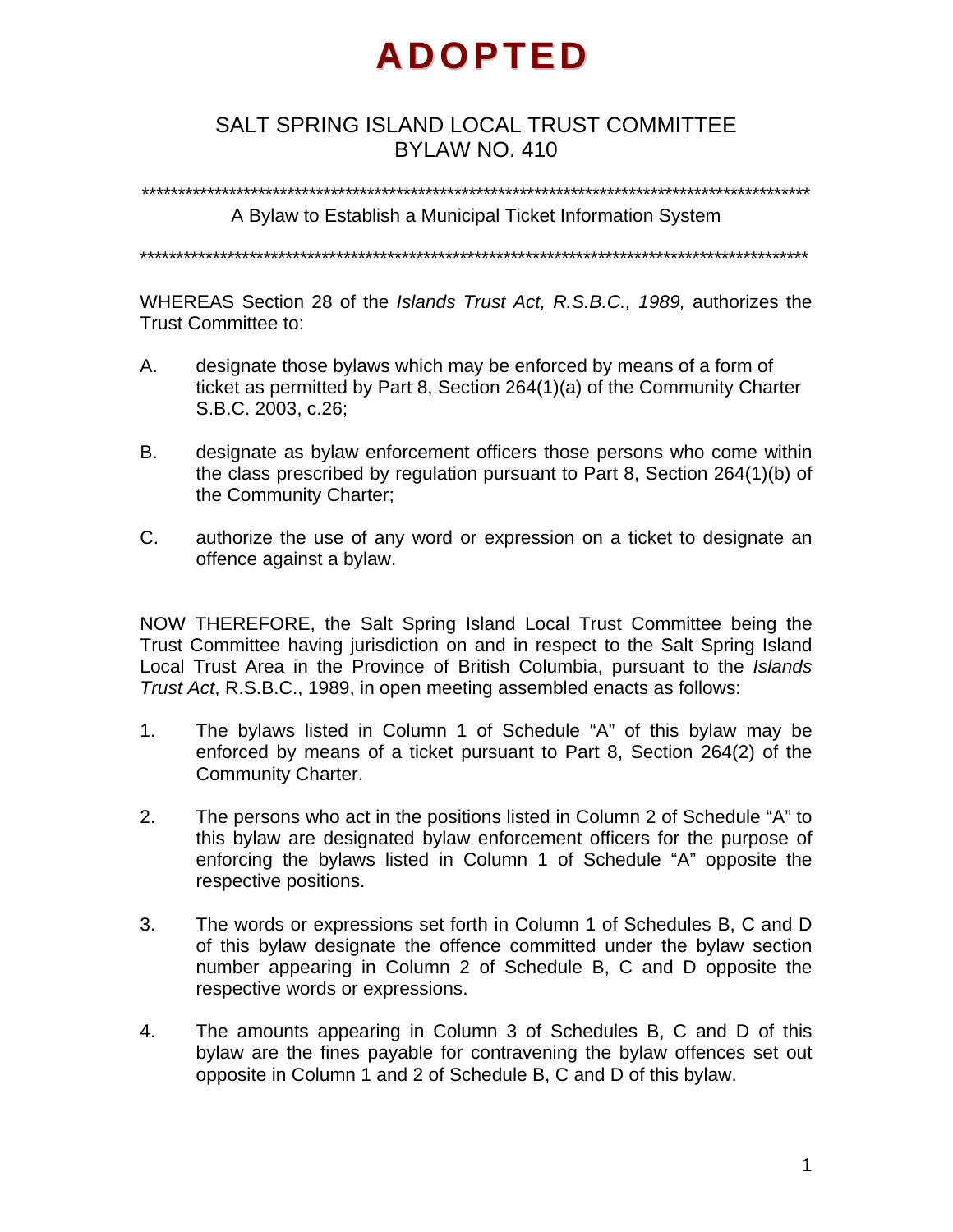# ADOPTED

## SALT SPRING ISLAND LOCAL TRUST COMMITTEE
## BYLAW NO. 410

*****************************************************************************************************

A Bylaw to Establish a Municipal Ticket Information System

*****************************************************************************************************

WHEREAS Section 28 of the *Islands Trust Act, R.S.B.C., 1989,* authorizes the Trust Committee to:

A. designate those bylaws which may be enforced by means of a form of ticket as permitted by Part 8, Section 264(1)(a) of the Community Charter S.B.C. 2003, c.26;

B. designate as bylaw enforcement officers those persons who come within the class prescribed by regulation pursuant to Part 8, Section 264(1)(b) of the Community Charter;

C. authorize the use of any word or expression on a ticket to designate an offence against a bylaw.

NOW THEREFORE, the Salt Spring Island Local Trust Committee being the Trust Committee having jurisdiction on and in respect to the Salt Spring Island Local Trust Area in the Province of British Columbia, pursuant to the *Islands Trust Act*, R.S.B.C., 1989, in open meeting assembled enacts as follows:

1. The bylaws listed in Column 1 of Schedule "A" of this bylaw may be enforced by means of a ticket pursuant to Part 8, Section 264(2) of the Community Charter.

2. The persons who act in the positions listed in Column 2 of Schedule "A" to this bylaw are designated bylaw enforcement officers for the purpose of enforcing the bylaws listed in Column 1 of Schedule "A" opposite the respective positions.

3. The words or expressions set forth in Column 1 of Schedules B, C and D of this bylaw designate the offence committed under the bylaw section number appearing in Column 2 of Schedule B, C and D opposite the respective words or expressions.

4. The amounts appearing in Column 3 of Schedules B, C and D of this bylaw are the fines payable for contravening the bylaw offences set out opposite in Column 1 and 2 of Schedule B, C and D of this bylaw.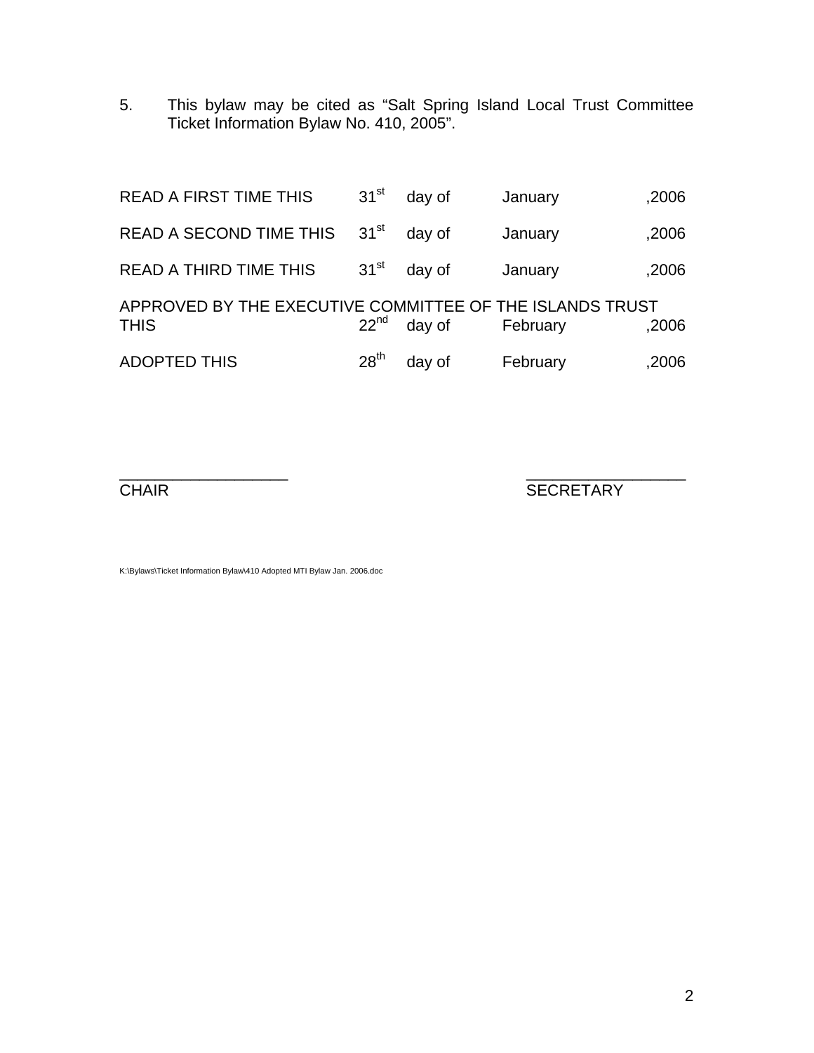5. This bylaw may be cited as "Salt Spring Island Local Trust Committee Ticket Information Bylaw No. 410, 2005".

| | | | | |
|---|---|---|---|---|
| READ A FIRST TIME THIS | 31st | day of | January | ,2006 |
| READ A SECOND TIME THIS | 31st | day of | January | ,2006 |
| READ A THIRD TIME THIS | 31st | day of | January | ,2006 |
| APPROVED BY THE EXECUTIVE COMMITTEE OF THE ISLANDS TRUST THIS | 22nd | day of | February | ,2006 |
| ADOPTED THIS | 28th | day of | February | ,2006 |

\_\_\_\_\_\_\_\_\_\_\_\_\_\_\_\_\_\_\_\_
CHAIR

\_\_\_\_\_\_\_\_\_\_\_\_\_\_\_\_\_\_\_\_
SECRETARY

K:\Bylaws\Ticket Information Bylaw\410 Adopted MTI Bylaw Jan. 2006.doc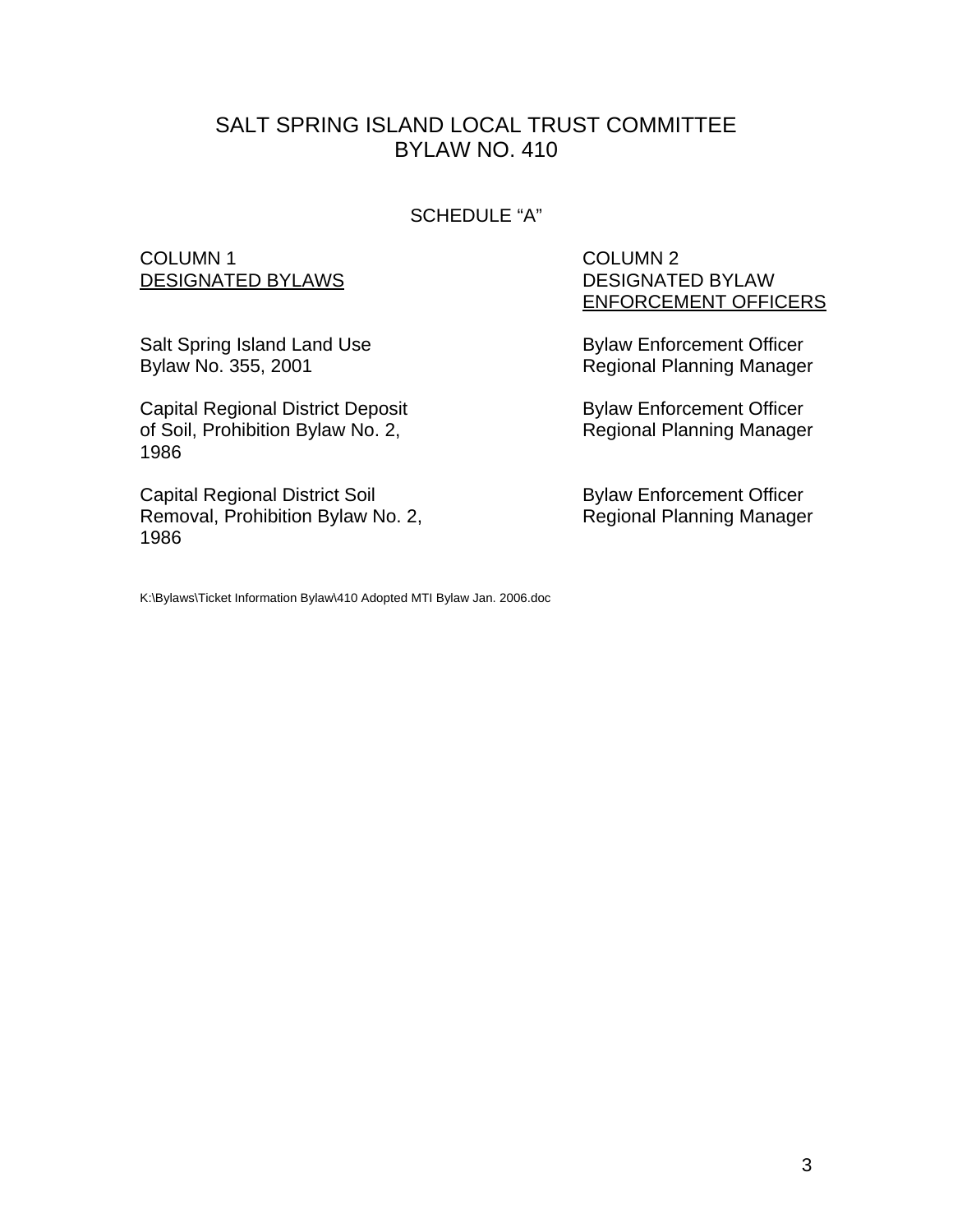# SALT SPRING ISLAND LOCAL TRUST COMMITTEE
# BYLAW NO. 410

## SCHEDULE "A"

| COLUMN 1<br>DESIGNATED BYLAWS | COLUMN 2<br>DESIGNATED BYLAW<br>ENFORCEMENT OFFICERS |
|---|---|
| Salt Spring Island Land Use Bylaw No. 355, 2001 | Bylaw Enforcement Officer<br>Regional Planning Manager |
| Capital Regional District Deposit of Soil, Prohibition Bylaw No. 2, 1986 | Bylaw Enforcement Officer<br>Regional Planning Manager |
| Capital Regional District Soil Removal, Prohibition Bylaw No. 2, 1986 | Bylaw Enforcement Officer<br>Regional Planning Manager |

K:\Bylaws\Ticket Information Bylaw\410 Adopted MTI Bylaw Jan. 2006.doc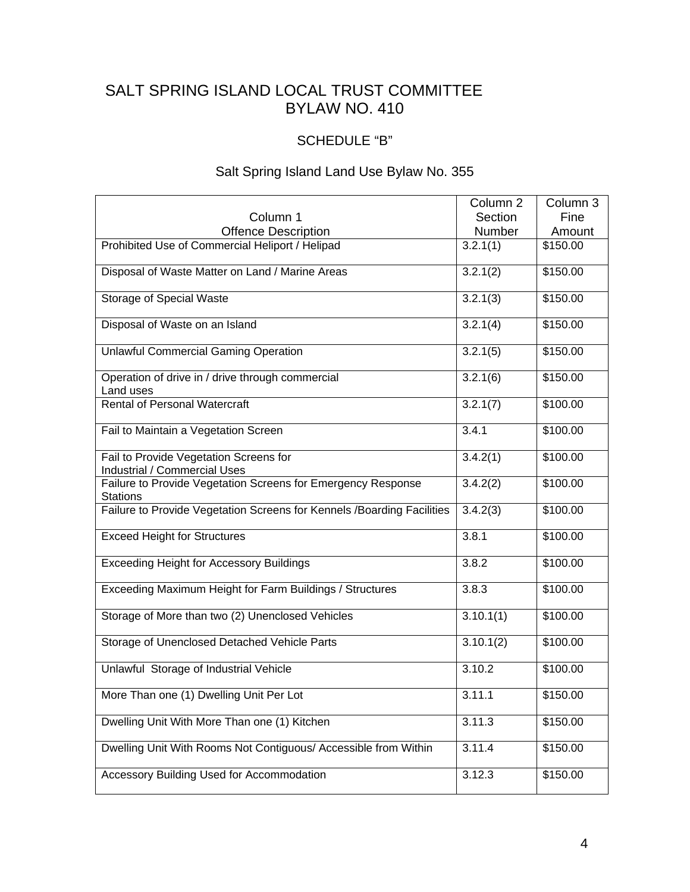# SALT SPRING ISLAND LOCAL TRUST COMMITTEE
# BYLAW NO. 410

## SCHEDULE "B"

## Salt Spring Island Land Use Bylaw No. 355

| Column 1<br>Offence Description | Column 2<br>Section<br>Number | Column 3<br>Fine<br>Amount |
|---|---|---|
| Prohibited Use of Commercial Heliport / Helipad | 3.2.1(1) | $150.00 |
| Disposal of Waste Matter on Land / Marine Areas | 3.2.1(2) | $150.00 |
| Storage of Special Waste | 3.2.1(3) | $150.00 |
| Disposal of Waste on an Island | 3.2.1(4) | $150.00 |
| Unlawful Commercial Gaming Operation | 3.2.1(5) | $150.00 |
| Operation of drive in / drive through commercial Land uses | 3.2.1(6) | $150.00 |
| Rental of Personal Watercraft | 3.2.1(7) | $100.00 |
| Fail to Maintain a Vegetation Screen | 3.4.1 | $100.00 |
| Fail to Provide Vegetation Screens for Industrial / Commercial Uses | 3.4.2(1) | $100.00 |
| Failure to Provide Vegetation Screens for Emergency Response Stations | 3.4.2(2) | $100.00 |
| Failure to Provide Vegetation Screens for Kennels /Boarding Facilities | 3.4.2(3) | $100.00 |
| Exceed Height for Structures | 3.8.1 | $100.00 |
| Exceeding Height for Accessory Buildings | 3.8.2 | $100.00 |
| Exceeding Maximum Height for Farm Buildings / Structures | 3.8.3 | $100.00 |
| Storage of More than two (2) Unenclosed Vehicles | 3.10.1(1) | $100.00 |
| Storage of Unenclosed Detached Vehicle Parts | 3.10.1(2) | $100.00 |
| Unlawful Storage of Industrial Vehicle | 3.10.2 | $100.00 |
| More Than one (1) Dwelling Unit Per Lot | 3.11.1 | $150.00 |
| Dwelling Unit With More Than one (1) Kitchen | 3.11.3 | $150.00 |
| Dwelling Unit With Rooms Not Contiguous/ Accessible from Within | 3.11.4 | $150.00 |
| Accessory Building Used for Accommodation | 3.12.3 | $150.00 |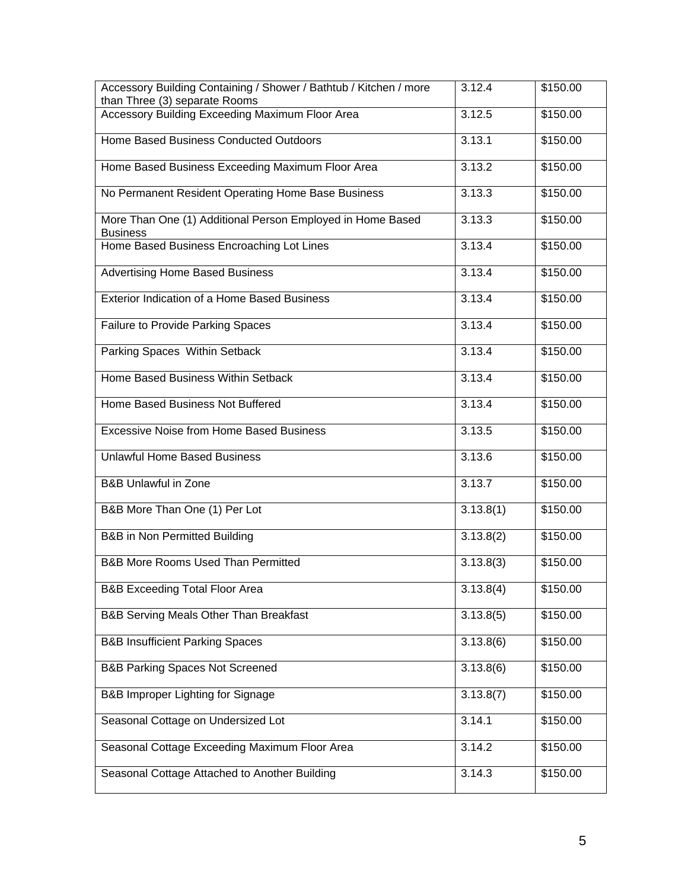| Accessory Building Containing / Shower / Bathtub / Kitchen / more than Three (3) separate Rooms | 3.12.4 | $150.00 |
|---|---|---|
| Accessory Building Exceeding Maximum Floor Area | 3.12.5 | $150.00 |
| Home Based Business Conducted Outdoors | 3.13.1 | $150.00 |
| Home Based Business Exceeding Maximum Floor Area | 3.13.2 | $150.00 |
| No Permanent Resident Operating Home Base Business | 3.13.3 | $150.00 |
| More Than One (1) Additional Person Employed in Home Based Business | 3.13.3 | $150.00 |
| Home Based Business Encroaching Lot Lines | 3.13.4 | $150.00 |
| Advertising Home Based Business | 3.13.4 | $150.00 |
| Exterior Indication of a Home Based Business | 3.13.4 | $150.00 |
| Failure to Provide Parking Spaces | 3.13.4 | $150.00 |
| Parking Spaces Within Setback | 3.13.4 | $150.00 |
| Home Based Business Within Setback | 3.13.4 | $150.00 |
| Home Based Business Not Buffered | 3.13.4 | $150.00 |
| Excessive Noise from Home Based Business | 3.13.5 | $150.00 |
| Unlawful Home Based Business | 3.13.6 | $150.00 |
| B&B Unlawful in Zone | 3.13.7 | $150.00 |
| B&B More Than One (1) Per Lot | 3.13.8(1) | $150.00 |
| B&B in Non Permitted Building | 3.13.8(2) | $150.00 |
| B&B More Rooms Used Than Permitted | 3.13.8(3) | $150.00 |
| B&B Exceeding Total Floor Area | 3.13.8(4) | $150.00 |
| B&B Serving Meals Other Than Breakfast | 3.13.8(5) | $150.00 |
| B&B Insufficient Parking Spaces | 3.13.8(6) | $150.00 |
| B&B Parking Spaces Not Screened | 3.13.8(6) | $150.00 |
| B&B Improper Lighting for Signage | 3.13.8(7) | $150.00 |
| Seasonal Cottage on Undersized Lot | 3.14.1 | $150.00 |
| Seasonal Cottage Exceeding Maximum Floor Area | 3.14.2 | $150.00 |
| Seasonal Cottage Attached to Another Building | 3.14.3 | $150.00 |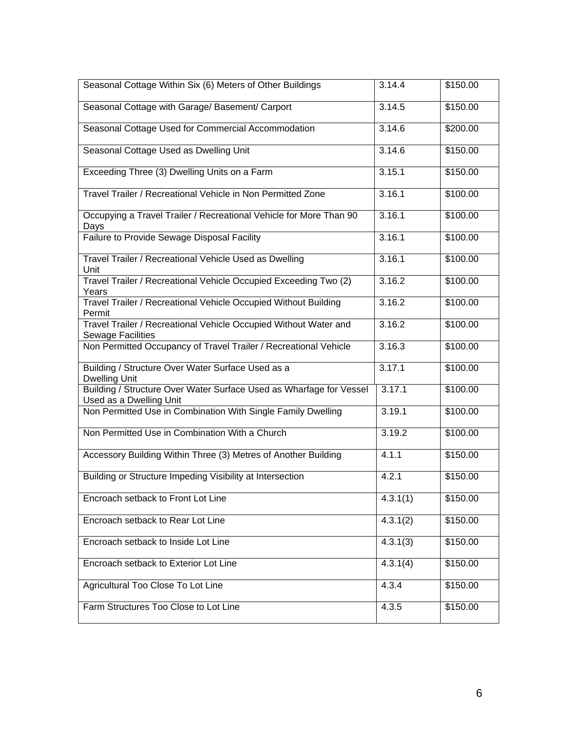| Seasonal Cottage Within Six (6) Meters of Other Buildings | 3.14.4 | $150.00 |
|---|---|---|
| Seasonal Cottage with Garage/ Basement/ Carport | 3.14.5 | $150.00 |
| Seasonal Cottage Used for Commercial Accommodation | 3.14.6 | $200.00 |
| Seasonal Cottage Used as Dwelling Unit | 3.14.6 | $150.00 |
| Exceeding Three (3) Dwelling Units on a Farm | 3.15.1 | $150.00 |
| Travel Trailer / Recreational Vehicle in Non Permitted Zone | 3.16.1 | $100.00 |
| Occupying a Travel Trailer / Recreational Vehicle for More Than 90 Days | 3.16.1 | $100.00 |
| Failure to Provide Sewage Disposal Facility | 3.16.1 | $100.00 |
| Travel Trailer / Recreational Vehicle Used as Dwelling Unit | 3.16.1 | $100.00 |
| Travel Trailer / Recreational Vehicle Occupied Exceeding Two (2) Years | 3.16.2 | $100.00 |
| Travel Trailer / Recreational Vehicle Occupied Without Building Permit | 3.16.2 | $100.00 |
| Travel Trailer / Recreational Vehicle Occupied Without Water and Sewage Facilities | 3.16.2 | $100.00 |
| Non Permitted Occupancy of Travel Trailer / Recreational Vehicle | 3.16.3 | $100.00 |
| Building / Structure Over Water Surface Used as a Dwelling Unit | 3.17.1 | $100.00 |
| Building / Structure Over Water Surface Used as Wharfage for Vessel Used as a Dwelling Unit | 3.17.1 | $100.00 |
| Non Permitted Use in Combination With Single Family Dwelling | 3.19.1 | $100.00 |
| Non Permitted Use in Combination With a Church | 3.19.2 | $100.00 |
| Accessory Building Within Three (3) Metres of Another Building | 4.1.1 | $150.00 |
| Building or Structure Impeding Visibility at Intersection | 4.2.1 | $150.00 |
| Encroach setback to Front Lot Line | 4.3.1(1) | $150.00 |
| Encroach setback to Rear Lot Line | 4.3.1(2) | $150.00 |
| Encroach setback to Inside Lot Line | 4.3.1(3) | $150.00 |
| Encroach setback to Exterior Lot Line | 4.3.1(4) | $150.00 |
| Agricultural Too Close To Lot Line | 4.3.4 | $150.00 |
| Farm Structures Too Close to Lot Line | 4.3.5 | $150.00 |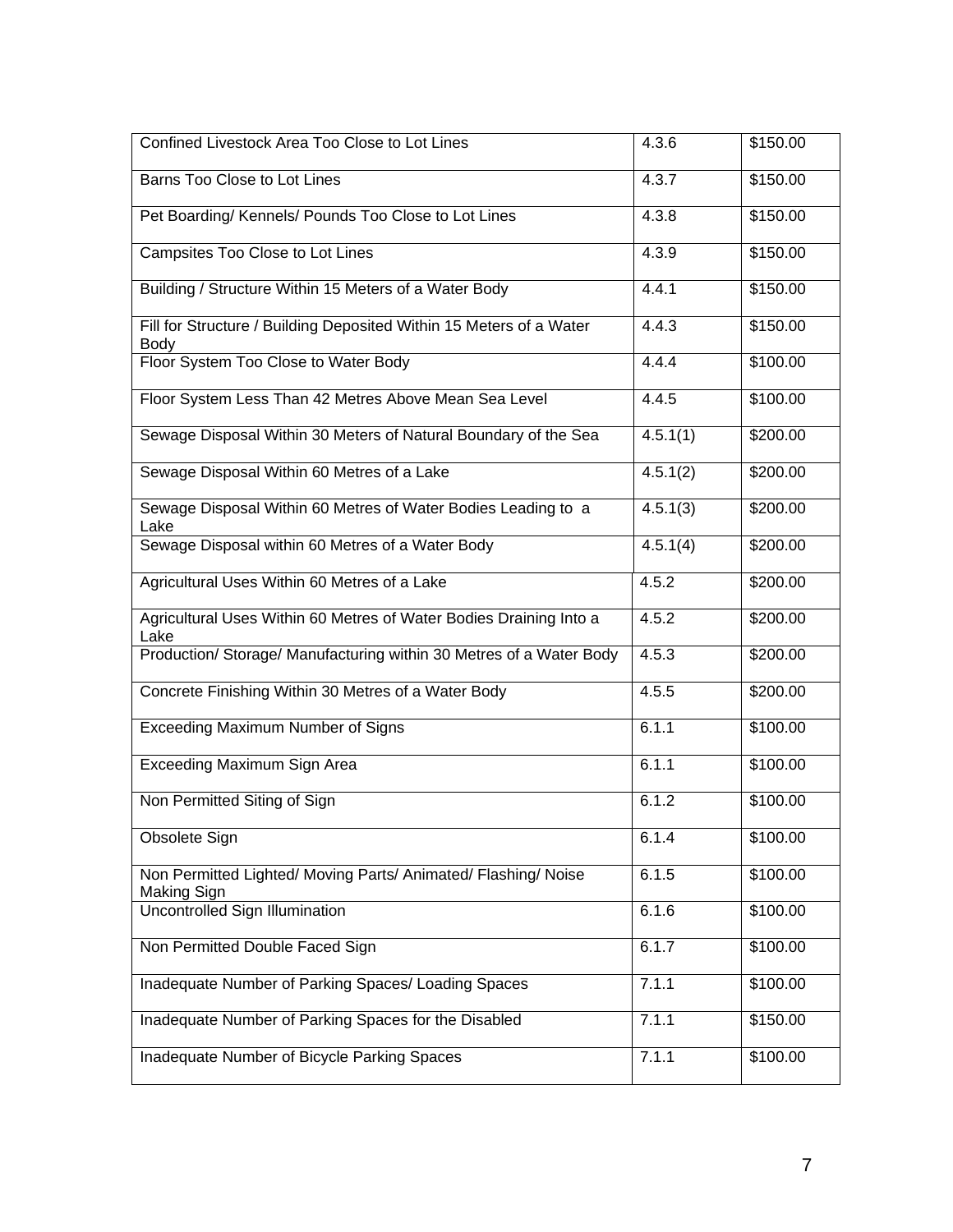| Confined Livestock Area Too Close to Lot Lines | 4.3.6 | $150.00 |
|---|---|---|
| Barns Too Close to Lot Lines | 4.3.7 | $150.00 |
| Pet Boarding/ Kennels/ Pounds Too Close to Lot Lines | 4.3.8 | $150.00 |
| Campsites Too Close to Lot Lines | 4.3.9 | $150.00 |
| Building / Structure Within 15 Meters of a Water Body | 4.4.1 | $150.00 |
| Fill for Structure / Building Deposited Within 15 Meters of a Water Body | 4.4.3 | $150.00 |
| Floor System Too Close to Water Body | 4.4.4 | $100.00 |
| Floor System Less Than 42 Metres Above Mean Sea Level | 4.4.5 | $100.00 |
| Sewage Disposal Within 30 Meters of Natural Boundary of the Sea | 4.5.1(1) | $200.00 |
| Sewage Disposal Within 60 Metres of a Lake | 4.5.1(2) | $200.00 |
| Sewage Disposal Within 60 Metres of Water Bodies Leading to a Lake | 4.5.1(3) | $200.00 |
| Sewage Disposal within 60 Metres of a Water Body | 4.5.1(4) | $200.00 |
| Agricultural Uses Within 60 Metres of a Lake | 4.5.2 | $200.00 |
| Agricultural Uses Within 60 Metres of Water Bodies Draining Into a Lake | 4.5.2 | $200.00 |
| Production/ Storage/ Manufacturing within 30 Metres of a Water Body | 4.5.3 | $200.00 |
| Concrete Finishing Within 30 Metres of a Water Body | 4.5.5 | $200.00 |
| Exceeding Maximum Number of Signs | 6.1.1 | $100.00 |
| Exceeding Maximum Sign Area | 6.1.1 | $100.00 |
| Non Permitted Siting of Sign | 6.1.2 | $100.00 |
| Obsolete Sign | 6.1.4 | $100.00 |
| Non Permitted Lighted/ Moving Parts/ Animated/ Flashing/ Noise Making Sign | 6.1.5 | $100.00 |
| Uncontrolled Sign Illumination | 6.1.6 | $100.00 |
| Non Permitted Double Faced Sign | 6.1.7 | $100.00 |
| Inadequate Number of Parking Spaces/ Loading Spaces | 7.1.1 | $100.00 |
| Inadequate Number of Parking Spaces for the Disabled | 7.1.1 | $150.00 |
| Inadequate Number of Bicycle Parking Spaces | 7.1.1 | $100.00 |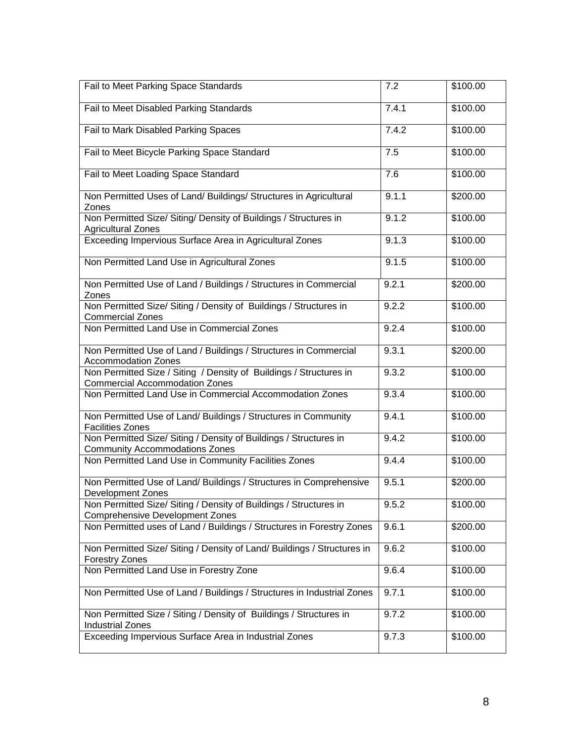| | | |
|---|---|---|
| Fail to Meet Parking Space Standards | 7.2 | $100.00 |
| Fail to Meet Disabled Parking Standards | 7.4.1 | $100.00 |
| Fail to Mark Disabled Parking Spaces | 7.4.2 | $100.00 |
| Fail to Meet Bicycle Parking Space Standard | 7.5 | $100.00 |
| Fail to Meet Loading Space Standard | 7.6 | $100.00 |
| Non Permitted Uses of Land/ Buildings/ Structures in Agricultural Zones | 9.1.1 | $200.00 |
| Non Permitted Size/ Siting/ Density of Buildings / Structures in Agricultural Zones | 9.1.2 | $100.00 |
| Exceeding Impervious Surface Area in Agricultural Zones | 9.1.3 | $100.00 |
| Non Permitted Land Use in Agricultural Zones | 9.1.5 | $100.00 |
| Non Permitted Use of Land / Buildings / Structures in Commercial Zones | 9.2.1 | $200.00 |
| Non Permitted Size/ Siting / Density of Buildings / Structures in Commercial Zones | 9.2.2 | $100.00 |
| Non Permitted Land Use in Commercial Zones | 9.2.4 | $100.00 |
| Non Permitted Use of Land / Buildings / Structures in Commercial Accommodation Zones | 9.3.1 | $200.00 |
| Non Permitted Size / Siting / Density of Buildings / Structures in Commercial Accommodation Zones | 9.3.2 | $100.00 |
| Non Permitted Land Use in Commercial Accommodation Zones | 9.3.4 | $100.00 |
| Non Permitted Use of Land/ Buildings / Structures in Community Facilities Zones | 9.4.1 | $100.00 |
| Non Permitted Size/ Siting / Density of Buildings / Structures in Community Accommodations Zones | 9.4.2 | $100.00 |
| Non Permitted Land Use in Community Facilities Zones | 9.4.4 | $100.00 |
| Non Permitted Use of Land/ Buildings / Structures in Comprehensive Development Zones | 9.5.1 | $200.00 |
| Non Permitted Size/ Siting / Density of Buildings / Structures in Comprehensive Development Zones | 9.5.2 | $100.00 |
| Non Permitted uses of Land / Buildings / Structures in Forestry Zones | 9.6.1 | $200.00 |
| Non Permitted Size/ Siting / Density of Land/ Buildings / Structures in Forestry Zones | 9.6.2 | $100.00 |
| Non Permitted Land Use in Forestry Zone | 9.6.4 | $100.00 |
| Non Permitted Use of Land / Buildings / Structures in Industrial Zones | 9.7.1 | $100.00 |
| Non Permitted Size / Siting / Density of Buildings / Structures in Industrial Zones | 9.7.2 | $100.00 |
| Exceeding Impervious Surface Area in Industrial Zones | 9.7.3 | $100.00 |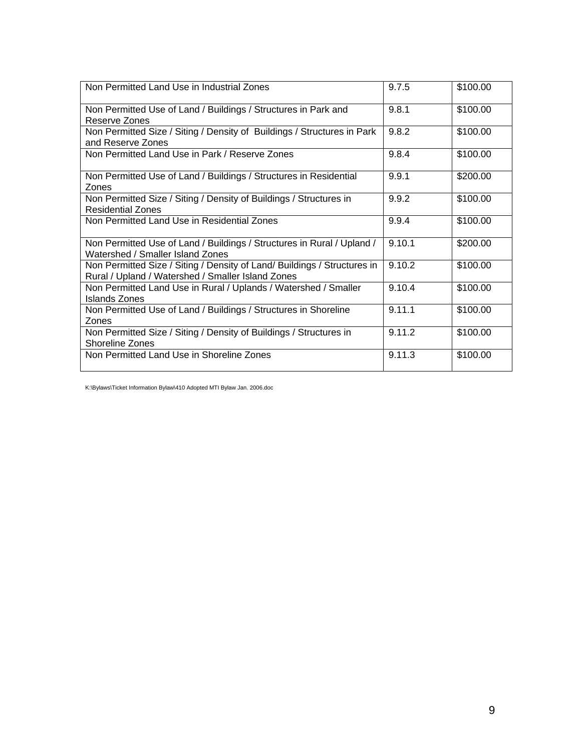| Non Permitted Land Use in Industrial Zones | 9.7.5 | $100.00 |
|---|---|---|
| Non Permitted Use of Land / Buildings / Structures in Park and Reserve Zones | 9.8.1 | $100.00 |
| Non Permitted Size / Siting / Density of Buildings / Structures in Park and Reserve Zones | 9.8.2 | $100.00 |
| Non Permitted Land Use in Park / Reserve Zones | 9.8.4 | $100.00 |
| Non Permitted Use of Land / Buildings / Structures in Residential Zones | 9.9.1 | $200.00 |
| Non Permitted Size / Siting / Density of Buildings / Structures in Residential Zones | 9.9.2 | $100.00 |
| Non Permitted Land Use in Residential Zones | 9.9.4 | $100.00 |
| Non Permitted Use of Land / Buildings / Structures in Rural / Upland / Watershed / Smaller Island Zones | 9.10.1 | $200.00 |
| Non Permitted Size / Siting / Density of Land/ Buildings / Structures in Rural / Upland / Watershed / Smaller Island Zones | 9.10.2 | $100.00 |
| Non Permitted Land Use in Rural / Uplands / Watershed / Smaller Islands Zones | 9.10.4 | $100.00 |
| Non Permitted Use of Land / Buildings / Structures in Shoreline Zones | 9.11.1 | $100.00 |
| Non Permitted Size / Siting / Density of Buildings / Structures in Shoreline Zones | 9.11.2 | $100.00 |
| Non Permitted Land Use in Shoreline Zones | 9.11.3 | $100.00 |

K:\Bylaws\Ticket Information Bylaw\410 Adopted MTI Bylaw Jan. 2006.doc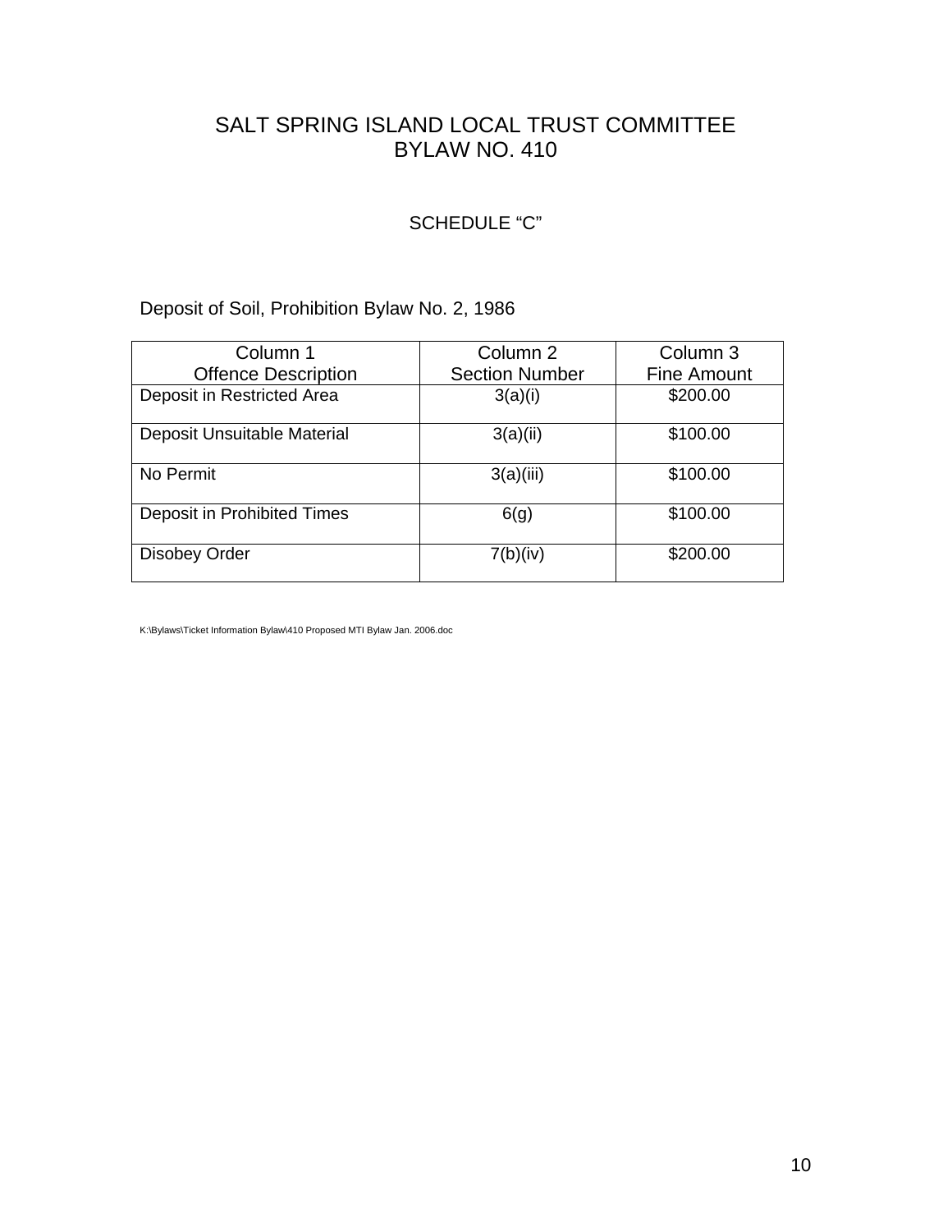# SALT SPRING ISLAND LOCAL TRUST COMMITTEE
# BYLAW NO. 410

## SCHEDULE “C”

Deposit of Soil, Prohibition Bylaw No. 2, 1986

| Column 1<br>Offence Description | Column 2<br>Section Number | Column 3<br>Fine Amount |
|---|---|---|
| Deposit in Restricted Area | 3(a)(i) | $200.00 |
| Deposit Unsuitable Material | 3(a)(ii) | $100.00 |
| No Permit | 3(a)(iii) | $100.00 |
| Deposit in Prohibited Times | 6(g) | $100.00 |
| Disobey Order | 7(b)(iv) | $200.00 |

K:\Bylaws\Ticket Information Bylaw\410 Proposed MTI Bylaw Jan. 2006.doc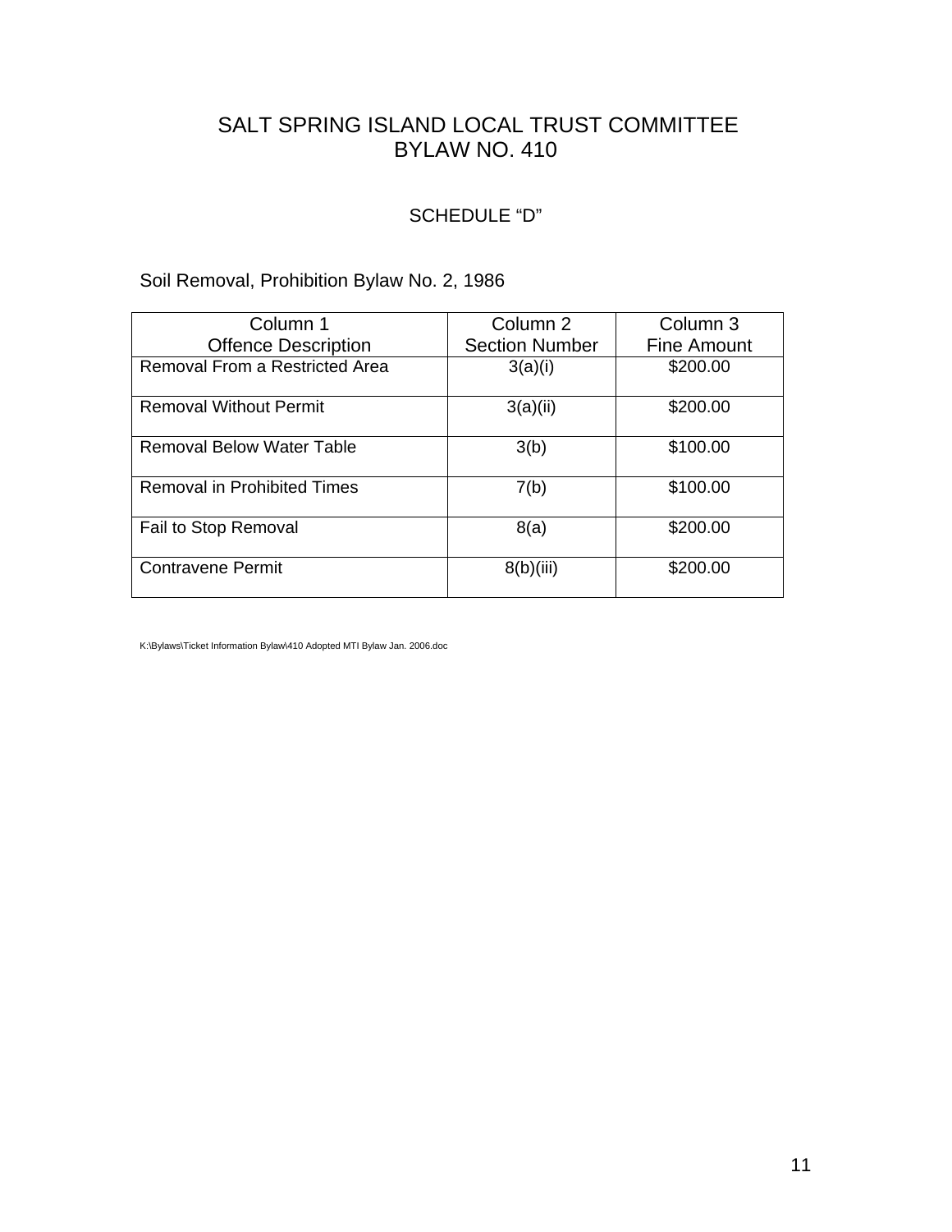# SALT SPRING ISLAND LOCAL TRUST COMMITTEE
# BYLAW NO. 410

## SCHEDULE "D"

Soil Removal, Prohibition Bylaw No. 2, 1986

| Column 1<br>Offence Description | Column 2<br>Section Number | Column 3<br>Fine Amount |
|---|---|---|
| Removal From a Restricted Area | 3(a)(i) | $200.00 |
| Removal Without Permit | 3(a)(ii) | $200.00 |
| Removal Below Water Table | 3(b) | $100.00 |
| Removal in Prohibited Times | 7(b) | $100.00 |
| Fail to Stop Removal | 8(a) | $200.00 |
| Contravene Permit | 8(b)(iii) | $200.00 |

K:\Bylaws\Ticket Information Bylaw\410 Adopted MTI Bylaw Jan. 2006.doc